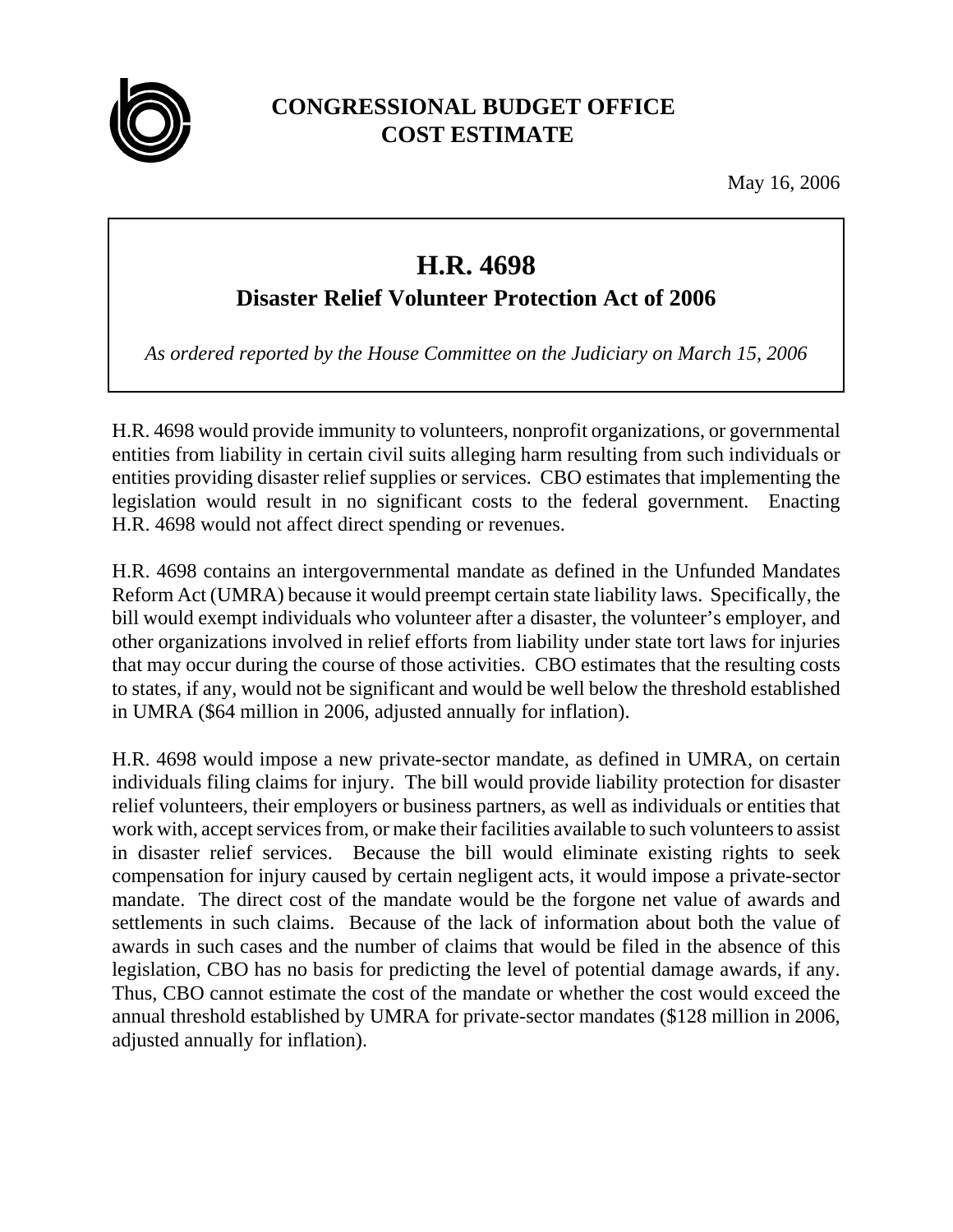# CONGRESSIONAL BUDGET OFFICE
# COST ESTIMATE

May 16, 2006

## H.R. 4698
### Disaster Relief Volunteer Protection Act of 2006

*As ordered reported by the House Committee on the Judiciary on March 15, 2006*

H.R. 4698 would provide immunity to volunteers, nonprofit organizations, or governmental entities from liability in certain civil suits alleging harm resulting from such individuals or entities providing disaster relief supplies or services. CBO estimates that implementing the legislation would result in no significant costs to the federal government. Enacting H.R. 4698 would not affect direct spending or revenues.

H.R. 4698 contains an intergovernmental mandate as defined in the Unfunded Mandates Reform Act (UMRA) because it would preempt certain state liability laws. Specifically, the bill would exempt individuals who volunteer after a disaster, the volunteer's employer, and other organizations involved in relief efforts from liability under state tort laws for injuries that may occur during the course of those activities. CBO estimates that the resulting costs to states, if any, would not be significant and would be well below the threshold established in UMRA ($64 million in 2006, adjusted annually for inflation).

H.R. 4698 would impose a new private-sector mandate, as defined in UMRA, on certain individuals filing claims for injury. The bill would provide liability protection for disaster relief volunteers, their employers or business partners, as well as individuals or entities that work with, accept services from, or make their facilities available to such volunteers to assist in disaster relief services. Because the bill would eliminate existing rights to seek compensation for injury caused by certain negligent acts, it would impose a private-sector mandate. The direct cost of the mandate would be the forgone net value of awards and settlements in such claims. Because of the lack of information about both the value of awards in such cases and the number of claims that would be filed in the absence of this legislation, CBO has no basis for predicting the level of potential damage awards, if any. Thus, CBO cannot estimate the cost of the mandate or whether the cost would exceed the annual threshold established by UMRA for private-sector mandates ($128 million in 2006, adjusted annually for inflation).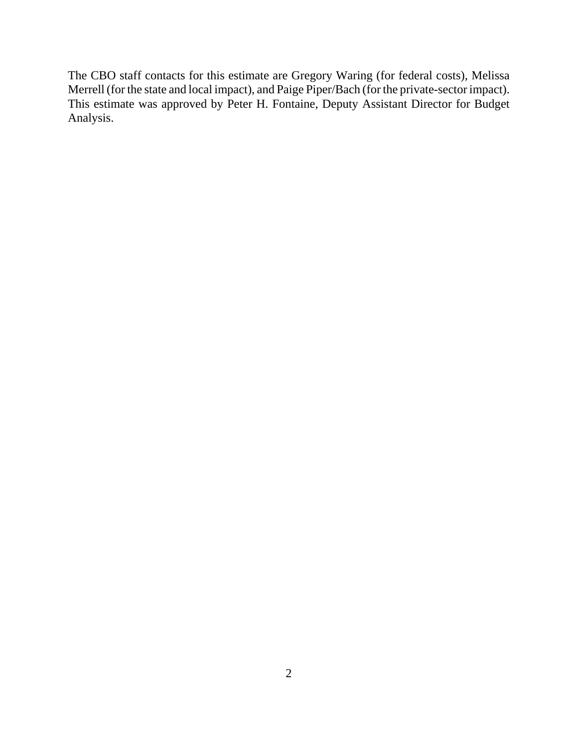The CBO staff contacts for this estimate are Gregory Waring (for federal costs), Melissa Merrell (for the state and local impact), and Paige Piper/Bach (for the private-sector impact). This estimate was approved by Peter H. Fontaine, Deputy Assistant Director for Budget Analysis.